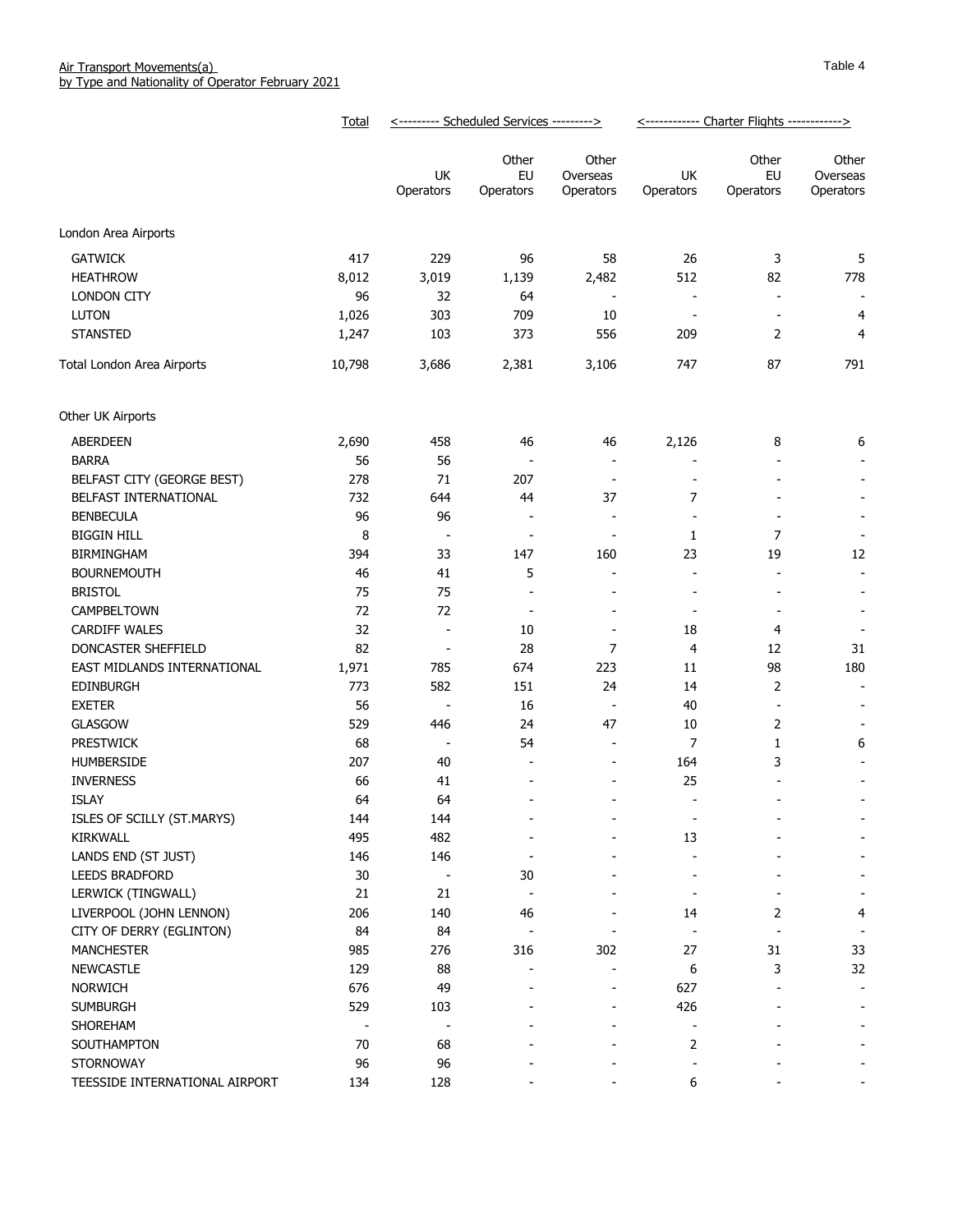Air Transport Movements(a)
by Type and Nationality of Operator February 2021

Table 4

| | Total | Scheduled Services | | | Charter Flights | | |
|---|---|---|---|---|---|---|---|
| | | UK Operators | Other EU Operators | Other Overseas Operators | UK Operators | Other EU Operators | Other Overseas Operators |
| London Area Airports | | | | | | | |
| GATWICK | 417 | 229 | 96 | 58 | 26 | 3 | 5 |
| HEATHROW | 8,012 | 3,019 | 1,139 | 2,482 | 512 | 82 | 778 |
| LONDON CITY | 96 | 32 | 64 | - | - | - | - |
| LUTON | 1,026 | 303 | 709 | 10 | - | - | 4 |
| STANSTED | 1,247 | 103 | 373 | 556 | 209 | 2 | 4 |
| Total London Area Airports | 10,798 | 3,686 | 2,381 | 3,106 | 747 | 87 | 791 |
| Other UK Airports | | | | | | | |
| ABERDEEN | 2,690 | 458 | 46 | 46 | 2,126 | 8 | 6 |
| BARRA | 56 | 56 | - | - | - | - | - |
| BELFAST CITY (GEORGE BEST) | 278 | 71 | 207 | - | - | - | - |
| BELFAST INTERNATIONAL | 732 | 644 | 44 | 37 | 7 | - | - |
| BENBECULA | 96 | 96 | - | - | - | - | - |
| BIGGIN HILL | 8 | - | - | - | 1 | 7 | - |
| BIRMINGHAM | 394 | 33 | 147 | 160 | 23 | 19 | 12 |
| BOURNEMOUTH | 46 | 41 | 5 | - | - | - | - |
| BRISTOL | 75 | 75 | - | - | - | - | - |
| CAMPBELTOWN | 72 | 72 | - | - | - | - | - |
| CARDIFF WALES | 32 | - | 10 | - | 18 | 4 | - |
| DONCASTER SHEFFIELD | 82 | - | 28 | 7 | 4 | 12 | 31 |
| EAST MIDLANDS INTERNATIONAL | 1,971 | 785 | 674 | 223 | 11 | 98 | 180 |
| EDINBURGH | 773 | 582 | 151 | 24 | 14 | 2 | - |
| EXETER | 56 | - | 16 | - | 40 | - | - |
| GLASGOW | 529 | 446 | 24 | 47 | 10 | 2 | - |
| PRESTWICK | 68 | - | 54 | - | 7 | 1 | 6 |
| HUMBERSIDE | 207 | 40 | - | - | 164 | 3 | - |
| INVERNESS | 66 | 41 | - | - | 25 | - | - |
| ISLAY | 64 | 64 | - | - | - | - | - |
| ISLES OF SCILLY (ST.MARYS) | 144 | 144 | - | - | - | - | - |
| KIRKWALL | 495 | 482 | - | - | 13 | - | - |
| LANDS END (ST JUST) | 146 | 146 | - | - | - | - | - |
| LEEDS BRADFORD | 30 | - | 30 | - | - | - | - |
| LERWICK (TINGWALL) | 21 | 21 | - | - | - | - | - |
| LIVERPOOL (JOHN LENNON) | 206 | 140 | 46 | - | 14 | 2 | 4 |
| CITY OF DERRY (EGLINTON) | 84 | 84 | - | - | - | - | - |
| MANCHESTER | 985 | 276 | 316 | 302 | 27 | 31 | 33 |
| NEWCASTLE | 129 | 88 | - | - | 6 | 3 | 32 |
| NORWICH | 676 | 49 | - | - | 627 | - | - |
| SUMBURGH | 529 | 103 | - | - | 426 | - | - |
| SHOREHAM | - | - | - | - | - | - | - |
| SOUTHAMPTON | 70 | 68 | - | - | 2 | - | - |
| STORNOWAY | 96 | 96 | - | - | - | - | - |
| TEESSIDE INTERNATIONAL AIRPORT | 134 | 128 | - | - | 6 | - | - |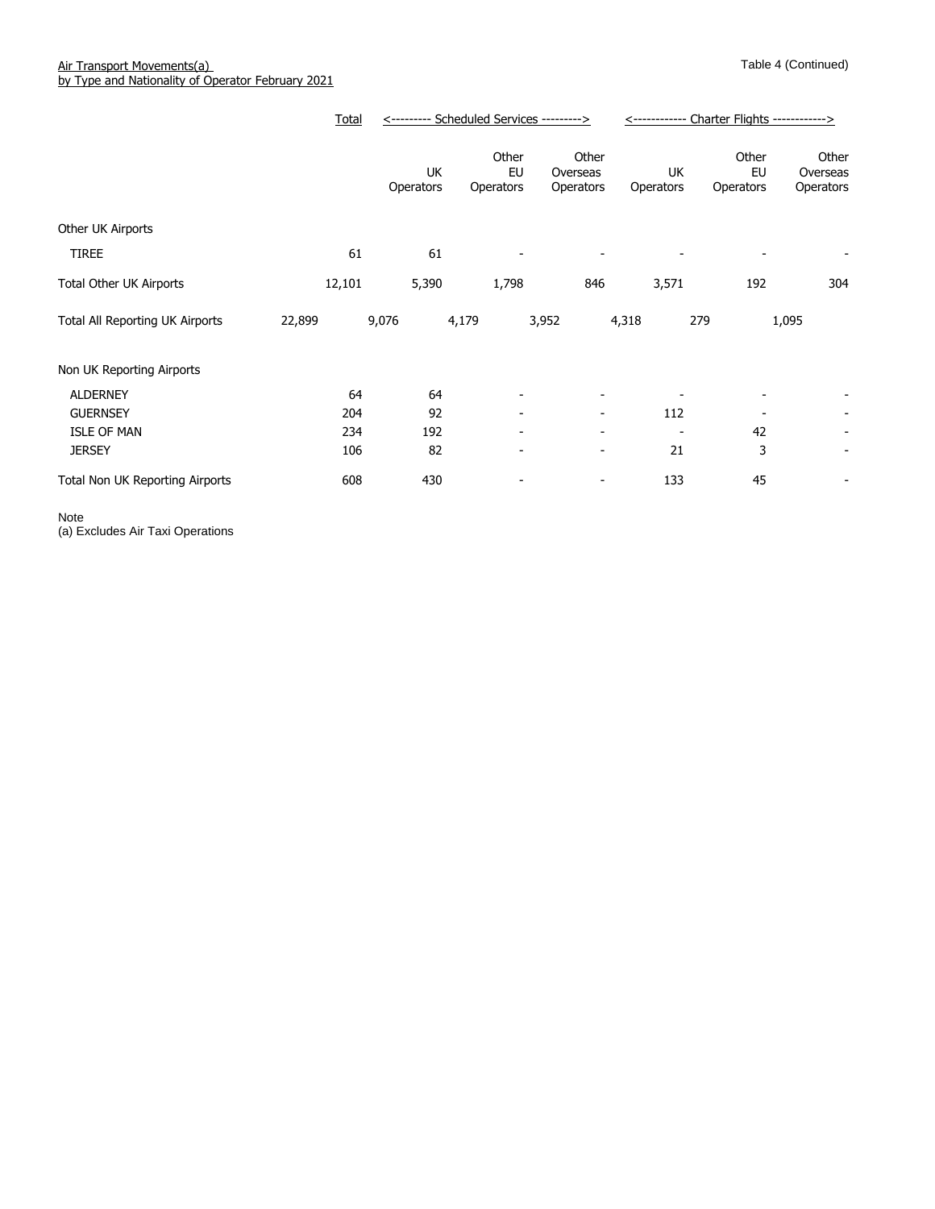Air Transport Movements(a)
by Type and Nationality of Operator February 2021

Table 4 (Continued)

| | Total | Scheduled Services | | | Charter Flights | | |
|---|---|---|---|---|---|---|---|
| | | UK Operators | Other EU Operators | Other Overseas Operators | UK Operators | Other EU Operators | Other Overseas Operators |
| Other UK Airports | | | | | | | |
| TIREE | 61 | 61 | - | - | - | - | - |
| Total Other UK Airports | 12,101 | 5,390 | 1,798 | 846 | 3,571 | 192 | 304 |
| Total All Reporting UK Airports | 22,899 | 9,076 | 4,179 | 3,952 | 4,318 | 279 | 1,095 |
| Non UK Reporting Airports | | | | | | | |
| ALDERNEY | 64 | 64 | - | - | - | - | - |
| GUERNSEY | 204 | 92 | - | - | 112 | - | - |
| ISLE OF MAN | 234 | 192 | - | - | - | 42 | - |
| JERSEY | 106 | 82 | - | - | 21 | 3 | - |
| Total Non UK Reporting Airports | 608 | 430 | - | - | 133 | 45 | - |

Note
(a) Excludes Air Taxi Operations